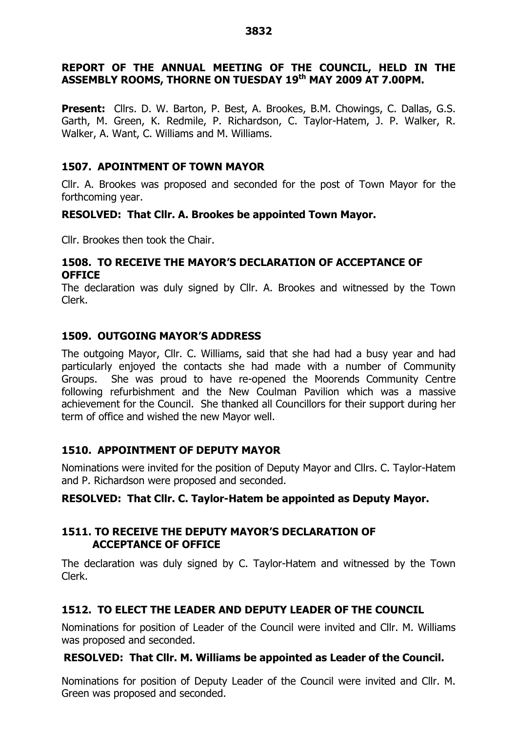# REPORT OF THE ANNUAL MEETING OF THE COUNCIL, HELD IN THE ASSEMBLY ROOMS, THORNE ON TUESDAY 19th MAY 2009 AT 7.00PM.

**Present:** Cllrs. D. W. Barton, P. Best, A. Brookes, B.M. Chowings, C. Dallas, G.S. Garth, M. Green, K. Redmile, P. Richardson, C. Taylor-Hatem, J. P. Walker, R. Walker, A. Want, C. Williams and M. Williams.

## 1507. APOINTMENT OF TOWN MAYOR

Cllr. A. Brookes was proposed and seconded for the post of Town Mayor for the forthcoming year.

**RESOLVED: That Cllr. A. Brookes be appointed Town Mayor.**

Cllr. Brookes then took the Chair.

## 1508. TO RECEIVE THE MAYOR'S DECLARATION OF ACCEPTANCE OF OFFICE

The declaration was duly signed by Cllr. A. Brookes and witnessed by the Town Clerk.

## 1509. OUTGOING MAYOR'S ADDRESS

The outgoing Mayor, Cllr. C. Williams, said that she had had a busy year and had particularly enjoyed the contacts she had made with a number of Community Groups. She was proud to have re-opened the Moorends Community Centre following refurbishment and the New Coulman Pavilion which was a massive achievement for the Council. She thanked all Councillors for their support during her term of office and wished the new Mayor well.

## 1510. APPOINTMENT OF DEPUTY MAYOR

Nominations were invited for the position of Deputy Mayor and Cllrs. C. Taylor-Hatem and P. Richardson were proposed and seconded.

**RESOLVED: That Cllr. C. Taylor-Hatem be appointed as Deputy Mayor.**

## 1511. TO RECEIVE THE DEPUTY MAYOR'S DECLARATION OF ACCEPTANCE OF OFFICE

The declaration was duly signed by C. Taylor-Hatem and witnessed by the Town Clerk.

## 1512. TO ELECT THE LEADER AND DEPUTY LEADER OF THE COUNCIL

Nominations for position of Leader of the Council were invited and Cllr. M. Williams was proposed and seconded.

**RESOLVED: That Cllr. M. Williams be appointed as Leader of the Council.**

Nominations for position of Deputy Leader of the Council were invited and Cllr. M. Green was proposed and seconded.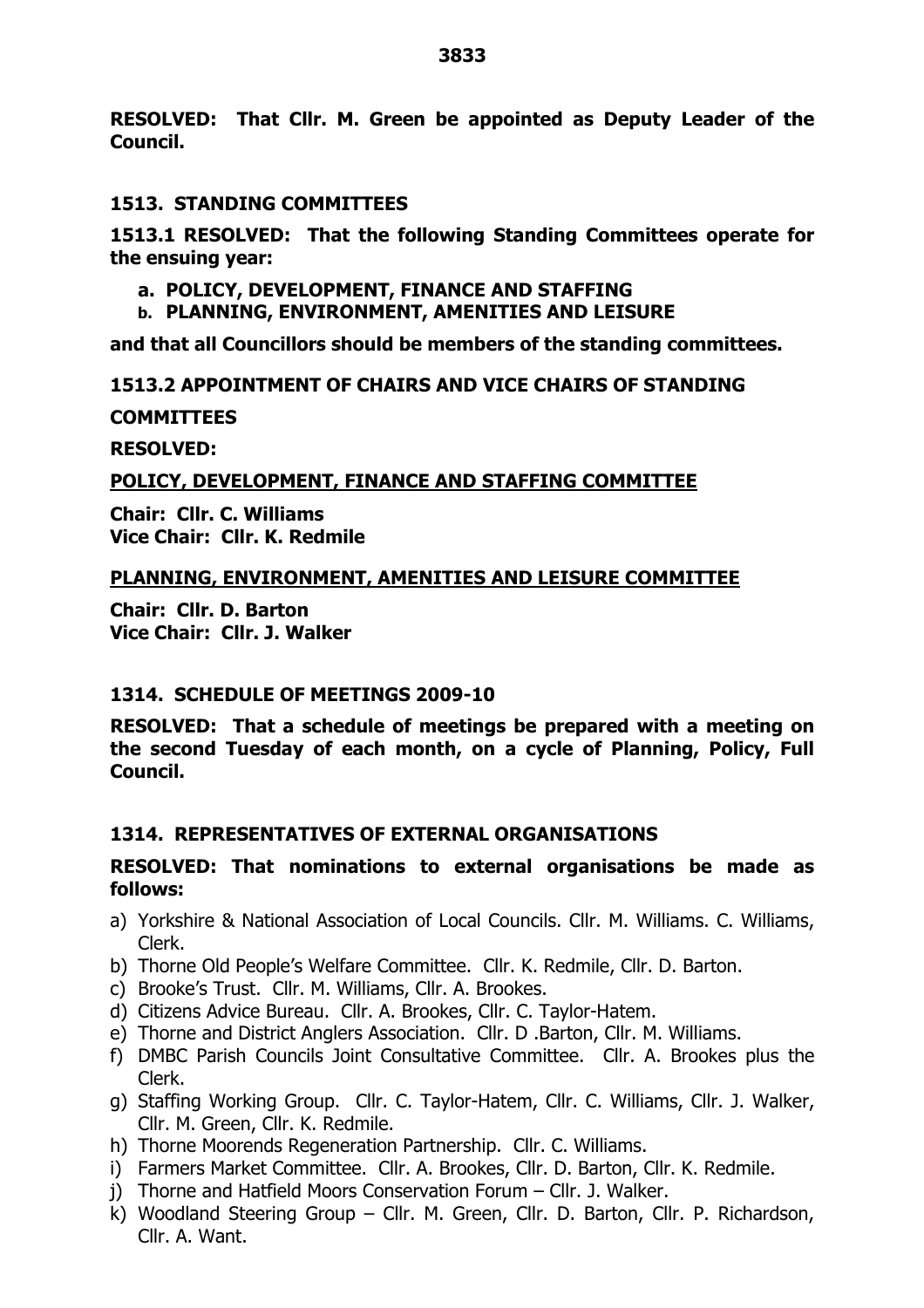**RESOLVED: That Cllr. M. Green be appointed as Deputy Leader of the Council.**

## 1513. STANDING COMMITTEES

**1513.1 RESOLVED: That the following Standing Committees operate for the ensuing year:**

- **a. POLICY, DEVELOPMENT, FINANCE AND STAFFING**
- **b. PLANNING, ENVIRONMENT, AMENITIES AND LEISURE**

**and that all Councillors should be members of the standing committees.**

### 1513.2 APPOINTMENT OF CHAIRS AND VICE CHAIRS OF STANDING COMMITTEES

**RESOLVED:**

**POLICY, DEVELOPMENT, FINANCE AND STAFFING COMMITTEE**

**Chair: Cllr. C. Williams**
**Vice Chair: Cllr. K. Redmile**

**PLANNING, ENVIRONMENT, AMENITIES AND LEISURE COMMITTEE**

**Chair: Cllr. D. Barton**
**Vice Chair: Cllr. J. Walker**

## 1314. SCHEDULE OF MEETINGS 2009-10

**RESOLVED: That a schedule of meetings be prepared with a meeting on the second Tuesday of each month, on a cycle of Planning, Policy, Full Council.**

## 1314. REPRESENTATIVES OF EXTERNAL ORGANISATIONS

**RESOLVED: That nominations to external organisations be made as follows:**

a) Yorkshire & National Association of Local Councils. Cllr. M. Williams. C. Williams, Clerk.
b) Thorne Old People's Welfare Committee. Cllr. K. Redmile, Cllr. D. Barton.
c) Brooke's Trust. Cllr. M. Williams, Cllr. A. Brookes.
d) Citizens Advice Bureau. Cllr. A. Brookes, Cllr. C. Taylor-Hatem.
e) Thorne and District Anglers Association. Cllr. D .Barton, Cllr. M. Williams.
f) DMBC Parish Councils Joint Consultative Committee. Cllr. A. Brookes plus the Clerk.
g) Staffing Working Group. Cllr. C. Taylor-Hatem, Cllr. C. Williams, Cllr. J. Walker, Cllr. M. Green, Cllr. K. Redmile.
h) Thorne Moorends Regeneration Partnership. Cllr. C. Williams.
i) Farmers Market Committee. Cllr. A. Brookes, Cllr. D. Barton, Cllr. K. Redmile.
j) Thorne and Hatfield Moors Conservation Forum – Cllr. J. Walker.
k) Woodland Steering Group – Cllr. M. Green, Cllr. D. Barton, Cllr. P. Richardson, Cllr. A. Want.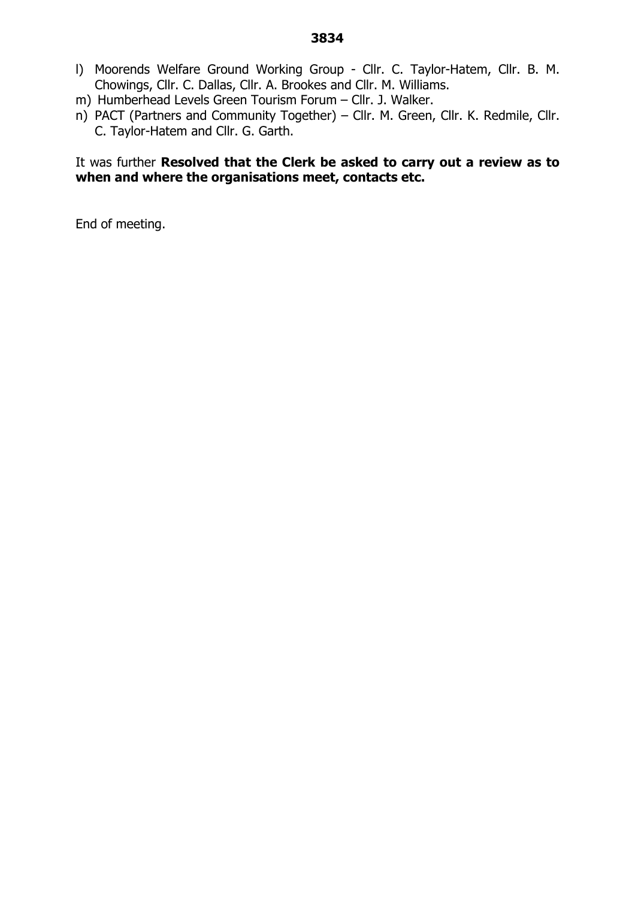l) Moorends Welfare Ground Working Group - Cllr. C. Taylor-Hatem, Cllr. B. M. Chowings, Cllr. C. Dallas, Cllr. A. Brookes and Cllr. M. Williams.
m) Humberhead Levels Green Tourism Forum – Cllr. J. Walker.
n) PACT (Partners and Community Together) – Cllr. M. Green, Cllr. K. Redmile, Cllr. C. Taylor-Hatem and Cllr. G. Garth.

It was further **Resolved that the Clerk be asked to carry out a review as to when and where the organisations meet, contacts etc.**

End of meeting.